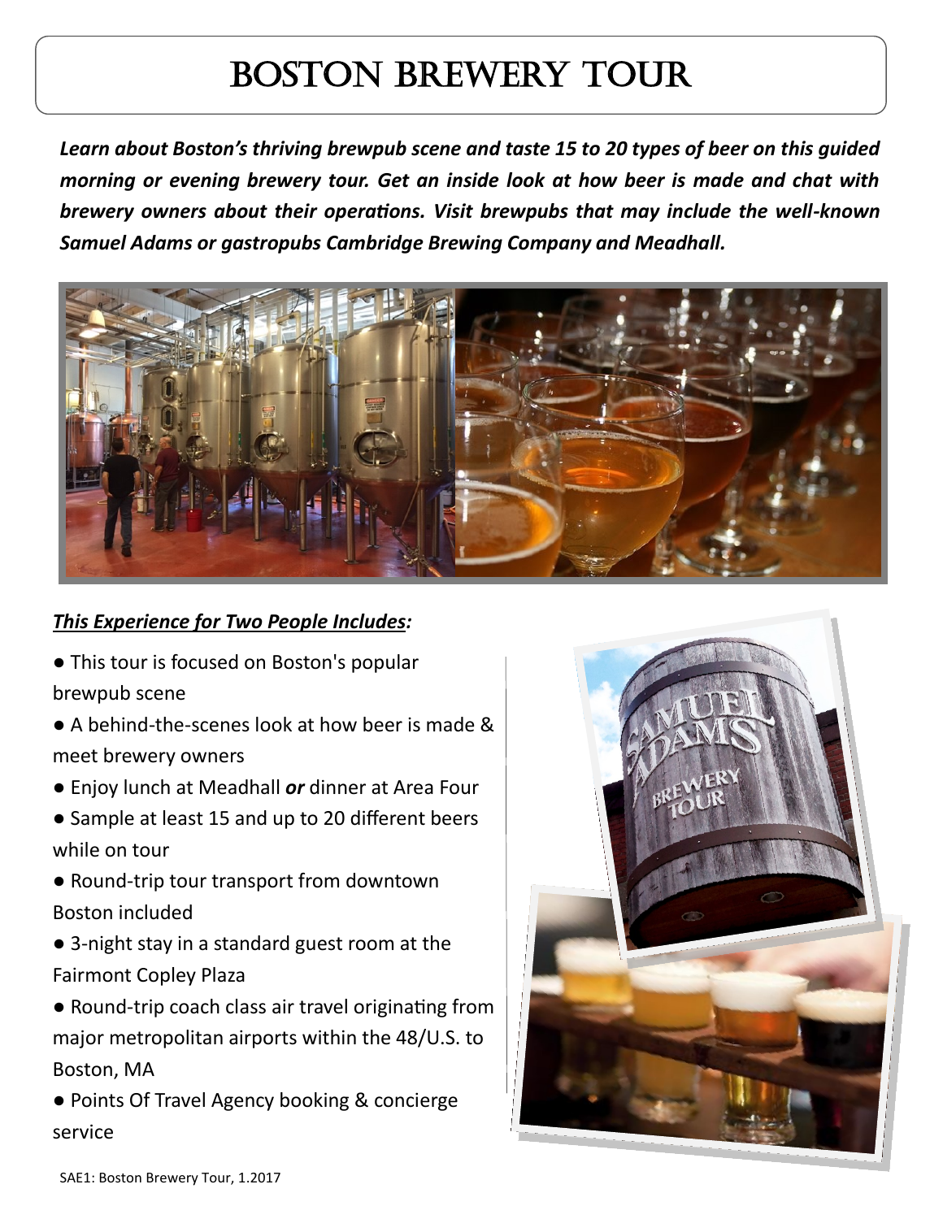# Boston Brewery Tour

***Learn about Boston's thriving brewpub scene and taste 15 to 20 types of beer on this guided morning or evening brewery tour. Get an inside look at how beer is made and chat with brewery owners about their operations. Visit brewpubs that may include the well-known Samuel Adams or gastropubs Cambridge Brewing Company and Meadhall.***

***This Experience for Two People Includes:***

- This tour is focused on Boston's popular brewpub scene
- A behind-the-scenes look at how beer is made & meet brewery owners
- Enjoy lunch at Meadhall ***or*** dinner at Area Four
- Sample at least 15 and up to 20 different beers while on tour
- Round-trip tour transport from downtown Boston included
- 3-night stay in a standard guest room at the Fairmont Copley Plaza
- Round-trip coach class air travel originating from major metropolitan airports within the 48/U.S. to Boston, MA
- Points Of Travel Agency booking & concierge service

SAE1: Boston Brewery Tour, 1.2017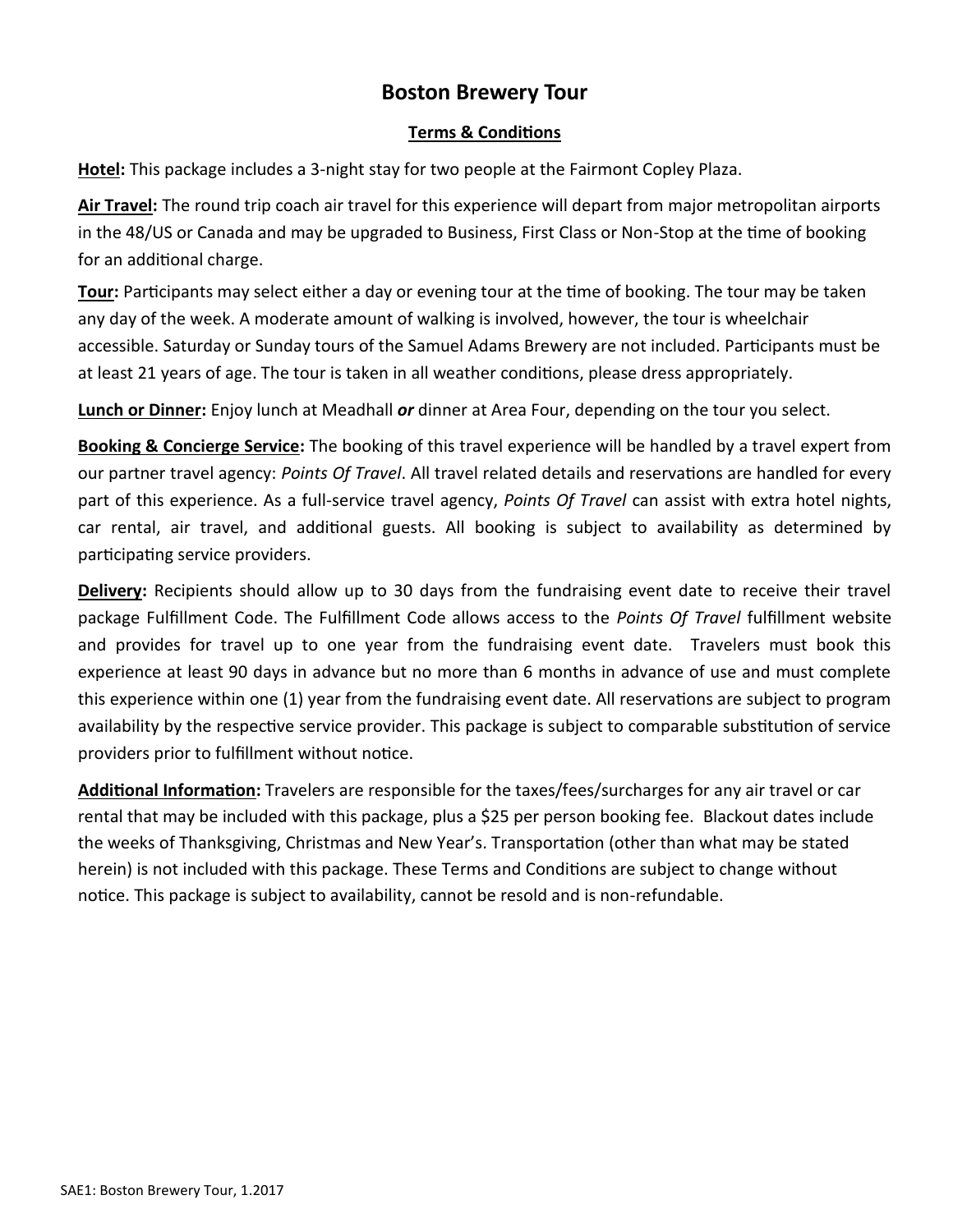# Boston Brewery Tour

## Terms & Conditions

**Hotel:** This package includes a 3-night stay for two people at the Fairmont Copley Plaza.

**Air Travel:** The round trip coach air travel for this experience will depart from major metropolitan airports in the 48/US or Canada and may be upgraded to Business, First Class or Non-Stop at the time of booking for an additional charge.

**Tour:** Participants may select either a day or evening tour at the time of booking. The tour may be taken any day of the week. A moderate amount of walking is involved, however, the tour is wheelchair accessible. Saturday or Sunday tours of the Samuel Adams Brewery are not included. Participants must be at least 21 years of age. The tour is taken in all weather conditions, please dress appropriately.

**Lunch or Dinner:** Enjoy lunch at Meadhall ***or*** dinner at Area Four, depending on the tour you select.

**Booking & Concierge Service:** The booking of this travel experience will be handled by a travel expert from our partner travel agency: *Points Of Travel*. All travel related details and reservations are handled for every part of this experience. As a full-service travel agency, *Points Of Travel* can assist with extra hotel nights, car rental, air travel, and additional guests. All booking is subject to availability as determined by participating service providers.

**Delivery:** Recipients should allow up to 30 days from the fundraising event date to receive their travel package Fulfillment Code. The Fulfillment Code allows access to the *Points Of Travel* fulfillment website and provides for travel up to one year from the fundraising event date. Travelers must book this experience at least 90 days in advance but no more than 6 months in advance of use and must complete this experience within one (1) year from the fundraising event date. All reservations are subject to program availability by the respective service provider. This package is subject to comparable substitution of service providers prior to fulfillment without notice.

**Additional Information:** Travelers are responsible for the taxes/fees/surcharges for any air travel or car rental that may be included with this package, plus a $25 per person booking fee. Blackout dates include the weeks of Thanksgiving, Christmas and New Year's. Transportation (other than what may be stated herein) is not included with this package. These Terms and Conditions are subject to change without notice. This package is subject to availability, cannot be resold and is non-refundable.

SAE1: Boston Brewery Tour, 1.2017